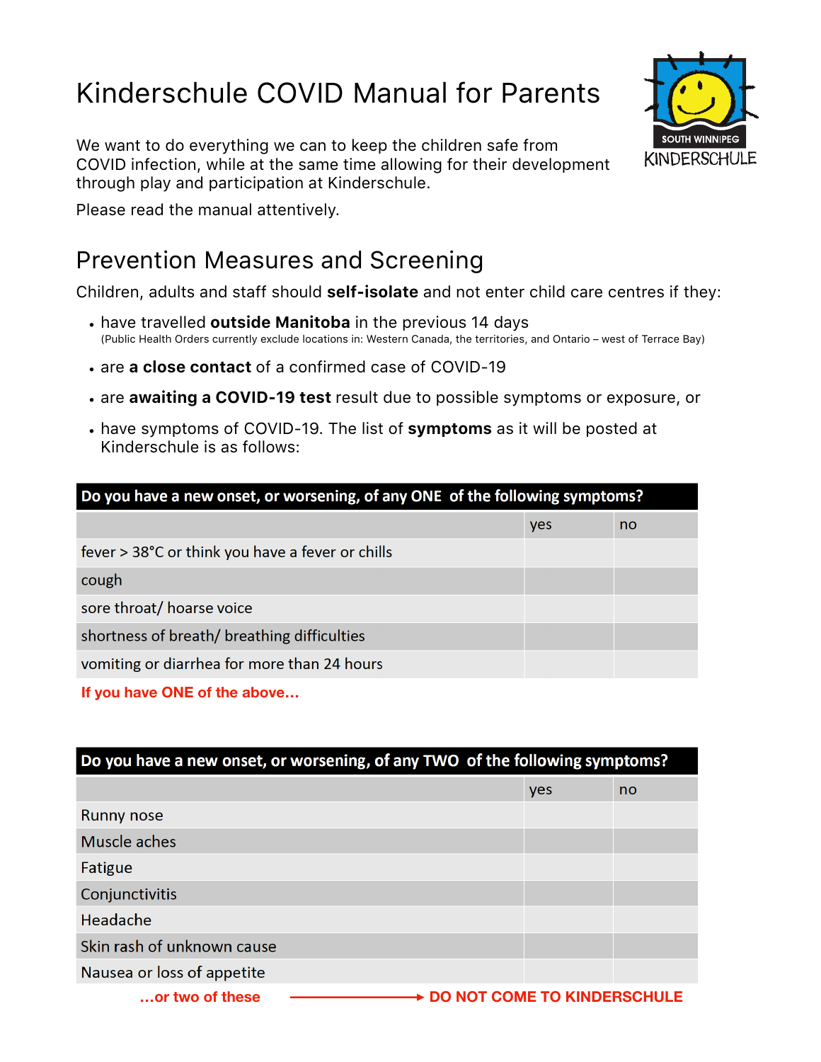# Kinderschule COVID Manual for Parents

We want to do everything we can to keep the children safe from COVID infection, while at the same time allowing for their development through play and participation at Kinderschule.

Please read the manual attentively.

## Prevention Measures and Screening

Children, adults and staff should **self-isolate** and not enter child care centres if they:

- have travelled **outside Manitoba** in the previous 14 days
  (Public Health Orders currently exclude locations in: Western Canada, the territories, and Ontario – west of Terrace Bay)
- are **a close contact** of a confirmed case of COVID-19
- are **awaiting a COVID-19 test** result due to possible symptoms or exposure, or
- have symptoms of COVID-19. The list of **symptoms** as it will be posted at Kinderschule is as follows:

| Do you have a new onset, or worsening, of any ONE of the following symptoms? | | |
|---|---|---|
| | yes | no |
| fever > 38°C or think you have a fever or chills | | |
| cough | | |
| sore throat/ hoarse voice | | |
| shortness of breath/ breathing difficulties | | |
| vomiting or diarrhea for more than 24 hours | | |

**If you have ONE of the above…**

| Do you have a new onset, or worsening, of any TWO of the following symptoms? | | |
|---|---|---|
| | yes | no |
| Runny nose | | |
| Muscle aches | | |
| Fatigue | | |
| Conjunctivitis | | |
| Headache | | |
| Skin rash of unknown cause | | |
| Nausea or loss of appetite | | |

**…or two of these → DO NOT COME TO KINDERSCHULE**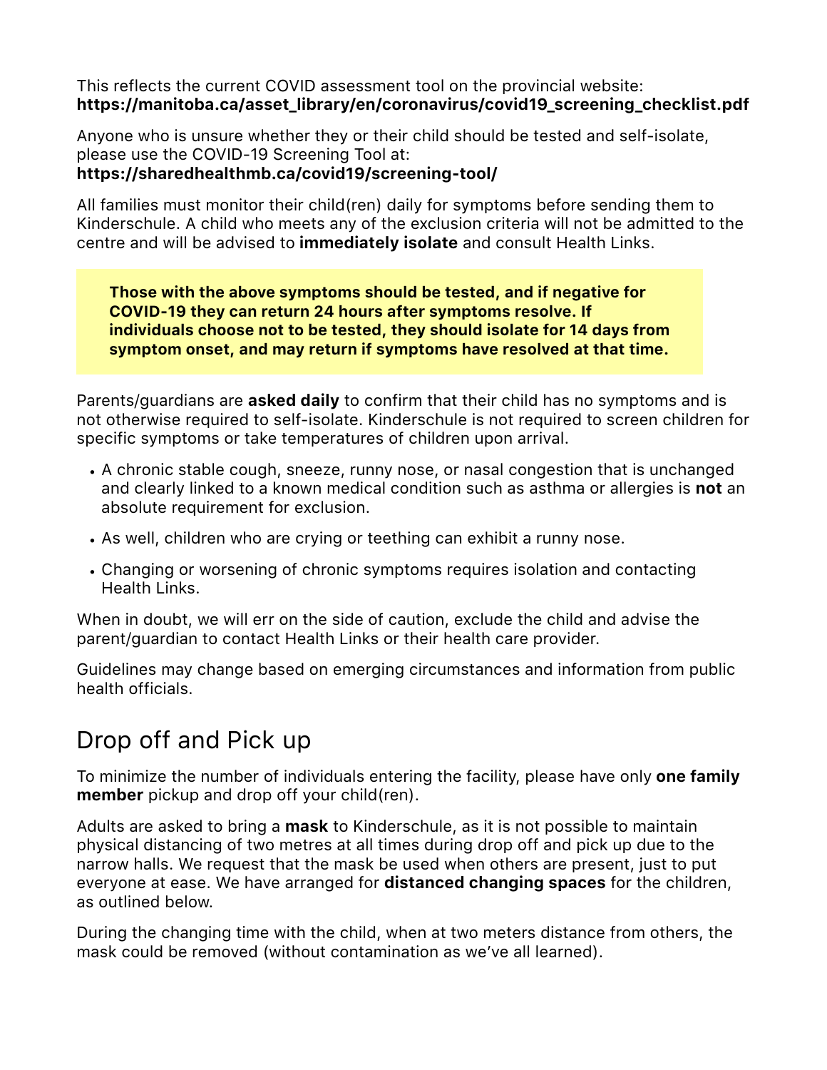This reflects the current COVID assessment tool on the provincial website:
**https://manitoba.ca/asset_library/en/coronavirus/covid19_screening_checklist.pdf**

Anyone who is unsure whether they or their child should be tested and self-isolate, please use the COVID-19 Screening Tool at:
**https://sharedhealthmb.ca/covid19/screening-tool/**

All families must monitor their child(ren) daily for symptoms before sending them to Kinderschule. A child who meets any of the exclusion criteria will not be admitted to the centre and will be advised to **immediately isolate** and consult Health Links.

> **Those with the above symptoms should be tested, and if negative for COVID-19 they can return 24 hours after symptoms resolve. If individuals choose not to be tested, they should isolate for 14 days from symptom onset, and may return if symptoms have resolved at that time.**

Parents/guardians are **asked daily** to confirm that their child has no symptoms and is not otherwise required to self-isolate. Kinderschule is not required to screen children for specific symptoms or take temperatures of children upon arrival.

- A chronic stable cough, sneeze, runny nose, or nasal congestion that is unchanged and clearly linked to a known medical condition such as asthma or allergies is **not** an absolute requirement for exclusion.
- As well, children who are crying or teething can exhibit a runny nose.
- Changing or worsening of chronic symptoms requires isolation and contacting Health Links.

When in doubt, we will err on the side of caution, exclude the child and advise the parent/guardian to contact Health Links or their health care provider.

Guidelines may change based on emerging circumstances and information from public health officials.

## Drop off and Pick up

To minimize the number of individuals entering the facility, please have only **one family member** pickup and drop off your child(ren).

Adults are asked to bring a **mask** to Kinderschule, as it is not possible to maintain physical distancing of two metres at all times during drop off and pick up due to the narrow halls. We request that the mask be used when others are present, just to put everyone at ease. We have arranged for **distanced changing spaces** for the children, as outlined below.

During the changing time with the child, when at two meters distance from others, the mask could be removed (without contamination as we've all learned).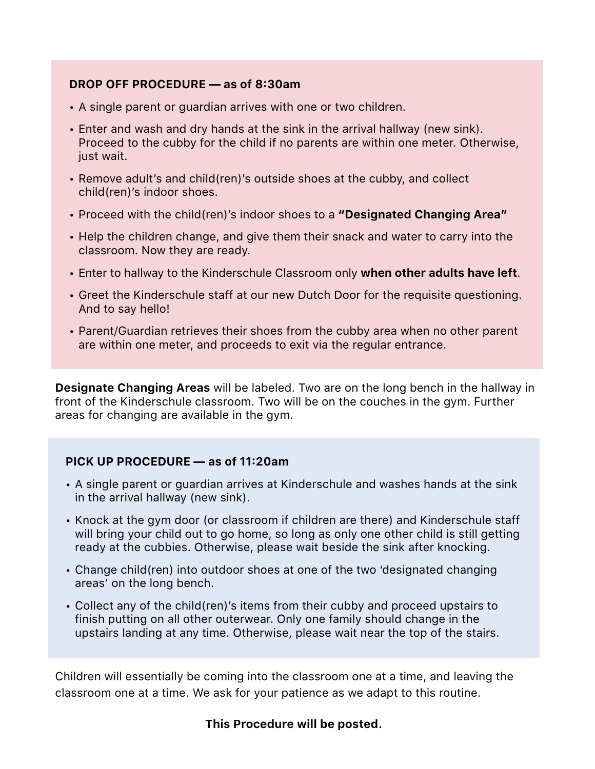## DROP OFF PROCEDURE — as of 8:30am

- A single parent or guardian arrives with one or two children.
- Enter and wash and dry hands at the sink in the arrival hallway (new sink). Proceed to the cubby for the child if no parents are within one meter. Otherwise, just wait.
- Remove adult's and child(ren)'s outside shoes at the cubby, and collect child(ren)'s indoor shoes.
- Proceed with the child(ren)'s indoor shoes to a **"Designated Changing Area"**
- Help the children change, and give them their snack and water to carry into the classroom. Now they are ready.
- Enter to hallway to the Kinderschule Classroom only **when other adults have left**.
- Greet the Kinderschule staff at our new Dutch Door for the requisite questioning. And to say hello!
- Parent/Guardian retrieves their shoes from the cubby area when no other parent are within one meter, and proceeds to exit via the regular entrance.

**Designate Changing Areas** will be labeled. Two are on the long bench in the hallway in front of the Kinderschule classroom. Two will be on the couches in the gym. Further areas for changing are available in the gym.

## PICK UP PROCEDURE — as of 11:20am

- A single parent or guardian arrives at Kinderschule and washes hands at the sink in the arrival hallway (new sink).
- Knock at the gym door (or classroom if children are there) and Kinderschule staff will bring your child out to go home, so long as only one other child is still getting ready at the cubbies. Otherwise, please wait beside the sink after knocking.
- Change child(ren) into outdoor shoes at one of the two 'designated changing areas' on the long bench.
- Collect any of the child(ren)'s items from their cubby and proceed upstairs to finish putting on all other outerwear. Only one family should change in the upstairs landing at any time. Otherwise, please wait near the top of the stairs.

Children will essentially be coming into the classroom one at a time, and leaving the classroom one at a time. We ask for your patience as we adapt to this routine.

**This Procedure will be posted.**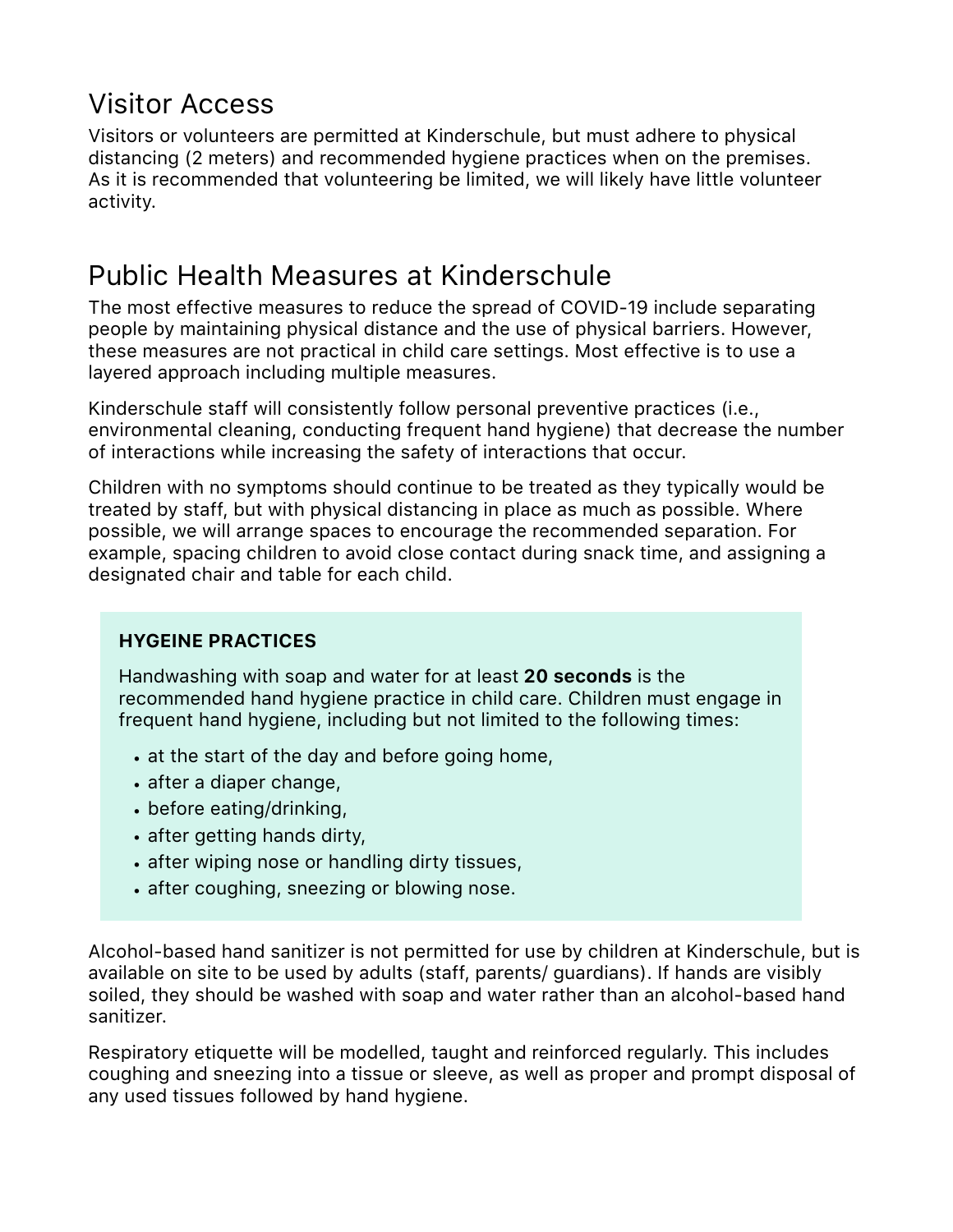## Visitor Access

Visitors or volunteers are permitted at Kinderschule, but must adhere to physical distancing (2 meters) and recommended hygiene practices when on the premises. As it is recommended that volunteering be limited, we will likely have little volunteer activity.

## Public Health Measures at Kinderschule

The most effective measures to reduce the spread of COVID-19 include separating people by maintaining physical distance and the use of physical barriers. However, these measures are not practical in child care settings. Most effective is to use a layered approach including multiple measures.

Kinderschule staff will consistently follow personal preventive practices (i.e., environmental cleaning, conducting frequent hand hygiene) that decrease the number of interactions while increasing the safety of interactions that occur.

Children with no symptoms should continue to be treated as they typically would be treated by staff, but with physical distancing in place as much as possible. Where possible, we will arrange spaces to encourage the recommended separation. For example, spacing children to avoid close contact during snack time, and assigning a designated chair and table for each child.

**HYGEINE PRACTICES**

Handwashing with soap and water for at least **20 seconds** is the recommended hand hygiene practice in child care. Children must engage in frequent hand hygiene, including but not limited to the following times:

- at the start of the day and before going home,
- after a diaper change,
- before eating/drinking,
- after getting hands dirty,
- after wiping nose or handling dirty tissues,
- after coughing, sneezing or blowing nose.

Alcohol-based hand sanitizer is not permitted for use by children at Kinderschule, but is available on site to be used by adults (staff, parents/ guardians). If hands are visibly soiled, they should be washed with soap and water rather than an alcohol-based hand sanitizer.

Respiratory etiquette will be modelled, taught and reinforced regularly. This includes coughing and sneezing into a tissue or sleeve, as well as proper and prompt disposal of any used tissues followed by hand hygiene.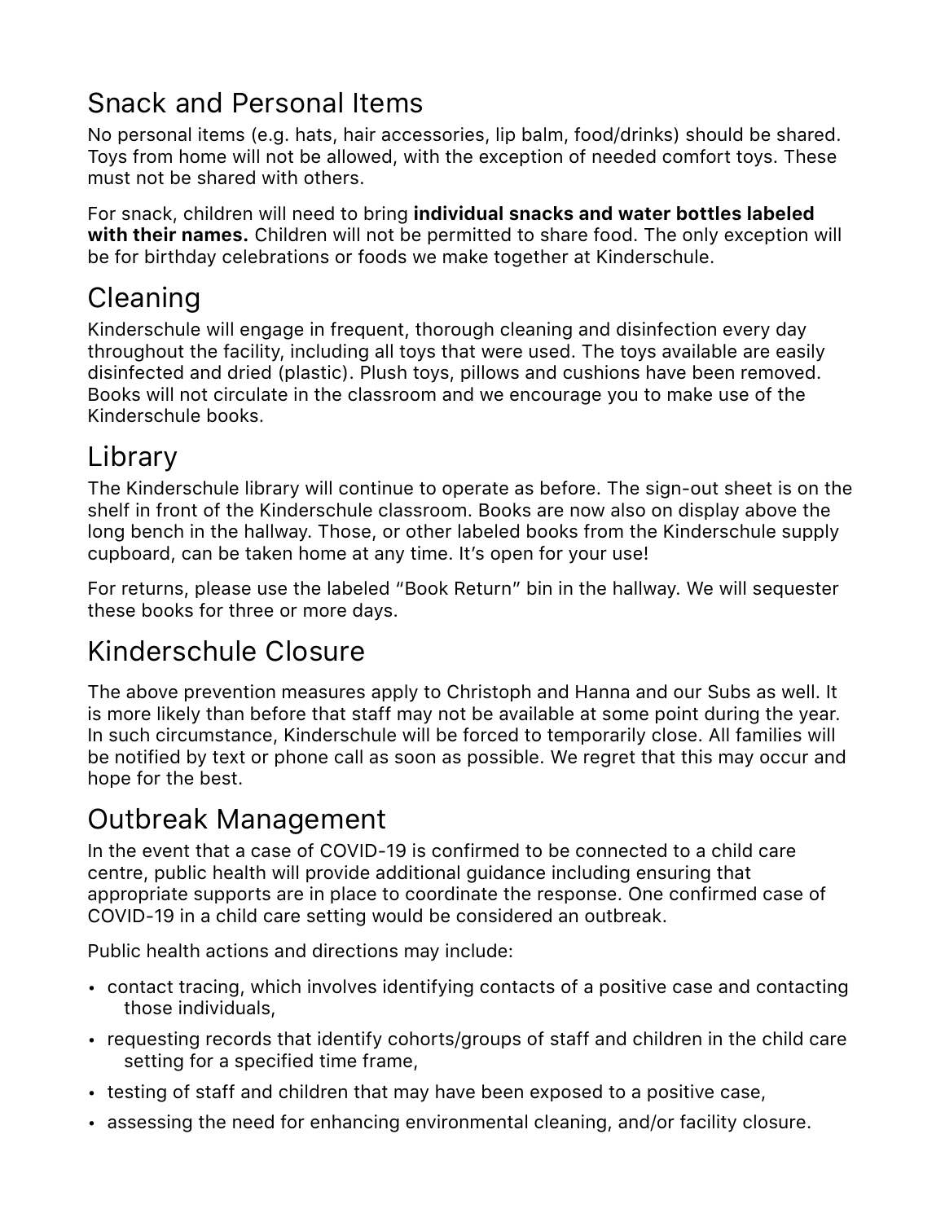## Snack and Personal Items

No personal items (e.g. hats, hair accessories, lip balm, food/drinks) should be shared. Toys from home will not be allowed, with the exception of needed comfort toys. These must not be shared with others.

For snack, children will need to bring **individual snacks and water bottles labeled with their names.** Children will not be permitted to share food. The only exception will be for birthday celebrations or foods we make together at Kinderschule.

## Cleaning

Kinderschule will engage in frequent, thorough cleaning and disinfection every day throughout the facility, including all toys that were used. The toys available are easily disinfected and dried (plastic). Plush toys, pillows and cushions have been removed. Books will not circulate in the classroom and we encourage you to make use of the Kinderschule books.

## Library

The Kinderschule library will continue to operate as before. The sign-out sheet is on the shelf in front of the Kinderschule classroom. Books are now also on display above the long bench in the hallway. Those, or other labeled books from the Kinderschule supply cupboard, can be taken home at any time. It's open for your use!

For returns, please use the labeled "Book Return" bin in the hallway. We will sequester these books for three or more days.

## Kinderschule Closure

The above prevention measures apply to Christoph and Hanna and our Subs as well. It is more likely than before that staff may not be available at some point during the year. In such circumstance, Kinderschule will be forced to temporarily close. All families will be notified by text or phone call as soon as possible. We regret that this may occur and hope for the best.

## Outbreak Management

In the event that a case of COVID-19 is confirmed to be connected to a child care centre, public health will provide additional guidance including ensuring that appropriate supports are in place to coordinate the response. One confirmed case of COVID-19 in a child care setting would be considered an outbreak.

Public health actions and directions may include:

- contact tracing, which involves identifying contacts of a positive case and contacting those individuals,
- requesting records that identify cohorts/groups of staff and children in the child care setting for a specified time frame,
- testing of staff and children that may have been exposed to a positive case,
- assessing the need for enhancing environmental cleaning, and/or facility closure.